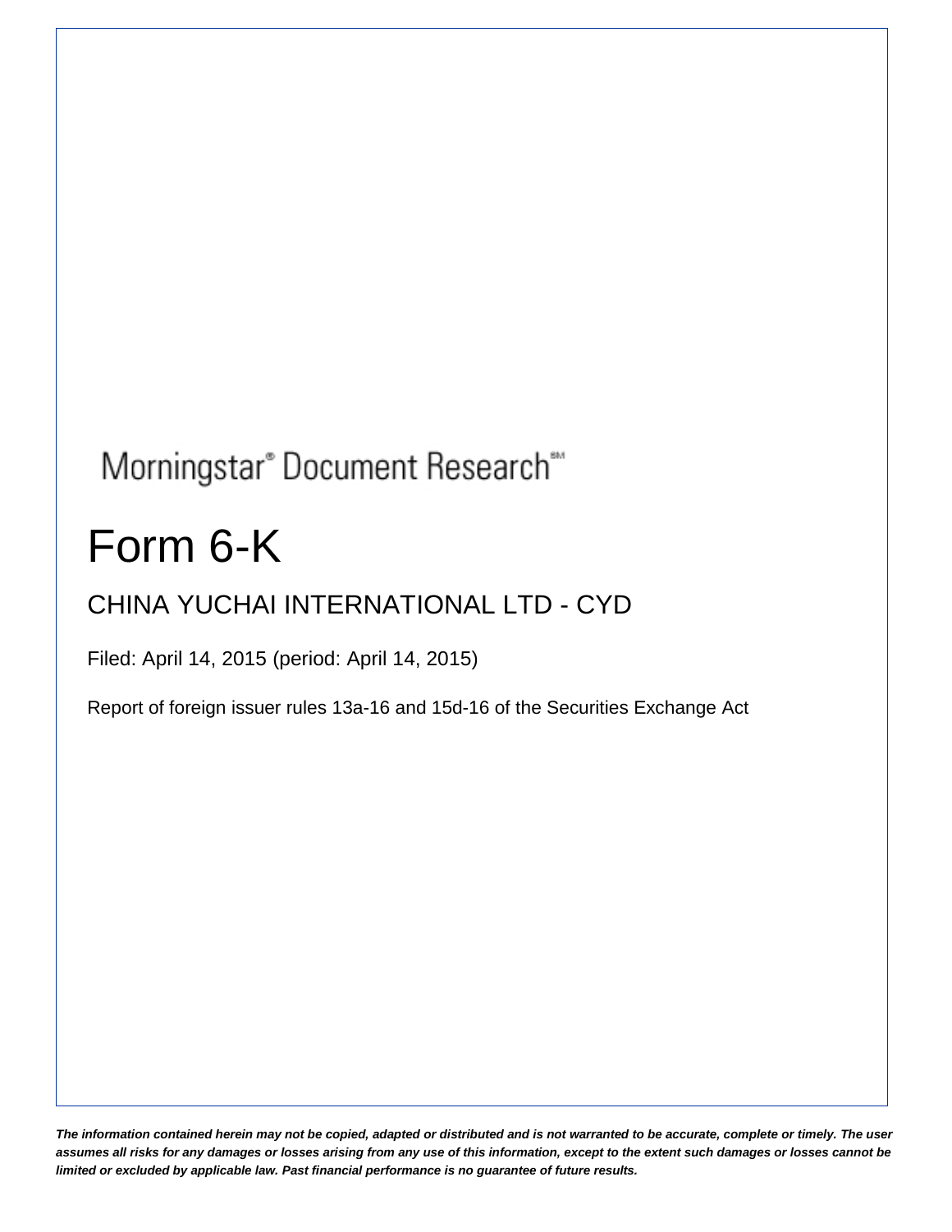Morningstar® Document Research℠

# Form 6-K

## CHINA YUCHAI INTERNATIONAL LTD - CYD

Filed: April 14, 2015 (period: April 14, 2015)

Report of foreign issuer rules 13a-16 and 15d-16 of the Securities Exchange Act

***The information contained herein may not be copied, adapted or distributed and is not warranted to be accurate, complete or timely. The user assumes all risks for any damages or losses arising from any use of this information, except to the extent such damages or losses cannot be limited or excluded by applicable law. Past financial performance is no guarantee of future results.***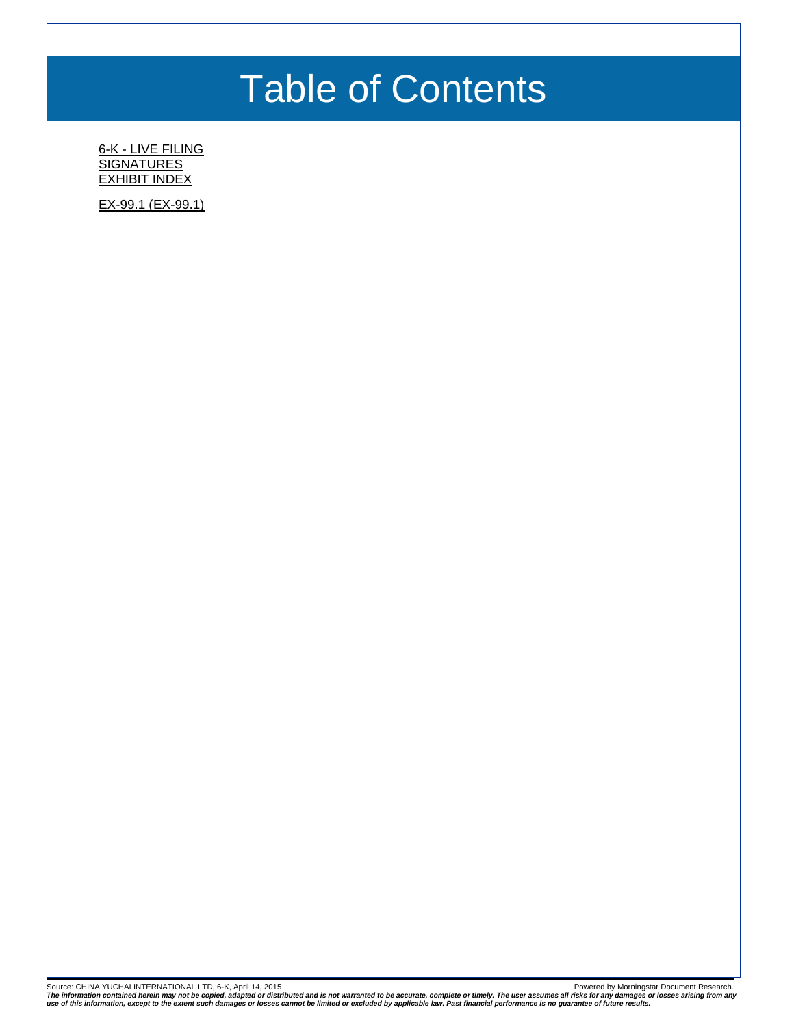# Table of Contents

6-K - LIVE FILING
SIGNATURES
EXHIBIT INDEX

EX-99.1 (EX-99.1)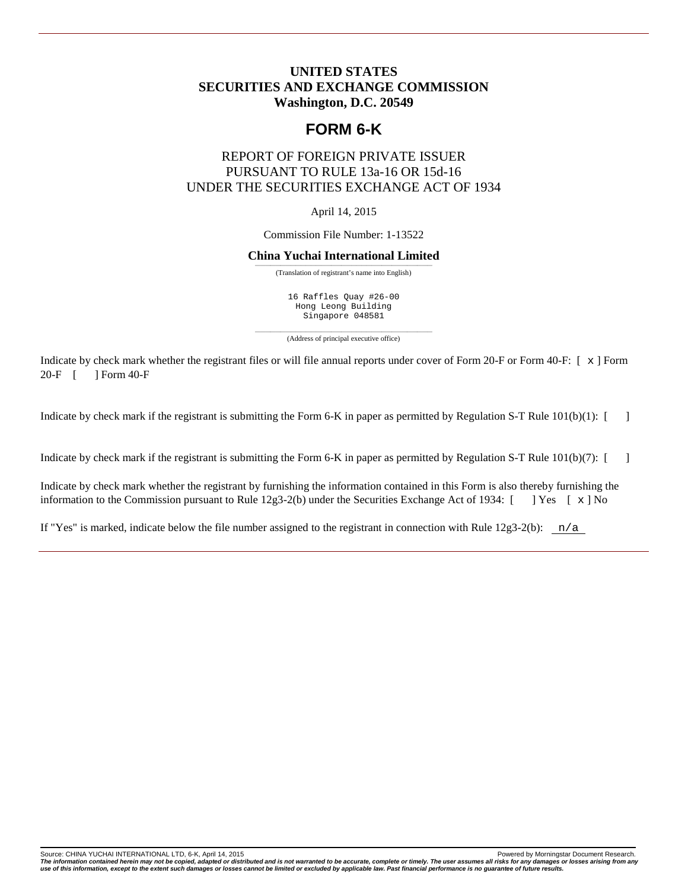# UNITED STATES
# SECURITIES AND EXCHANGE COMMISSION
# Washington, D.C. 20549

## FORM 6-K

REPORT OF FOREIGN PRIVATE ISSUER
PURSUANT TO RULE 13a-16 OR 15d-16
UNDER THE SECURITIES EXCHANGE ACT OF 1934

April 14, 2015

Commission File Number: 1-13522

**China Yuchai International Limited**

(Translation of registrant's name into English)

16 Raffles Quay #26-00
Hong Leong Building
Singapore 048581

(Address of principal executive office)

Indicate by check mark whether the registrant files or will file annual reports under cover of Form 20-F or Form 40-F: [ x ] Form 20-F [ ] Form 40-F

Indicate by check mark if the registrant is submitting the Form 6-K in paper as permitted by Regulation S-T Rule 101(b)(1): [ ]

Indicate by check mark if the registrant is submitting the Form 6-K in paper as permitted by Regulation S-T Rule 101(b)(7): [ ]

Indicate by check mark whether the registrant by furnishing the information contained in this Form is also thereby furnishing the information to the Commission pursuant to Rule 12g3-2(b) under the Securities Exchange Act of 1934: [ ] Yes [ x ] No

If "Yes" is marked, indicate below the file number assigned to the registrant in connection with Rule 12g3-2(b): n/a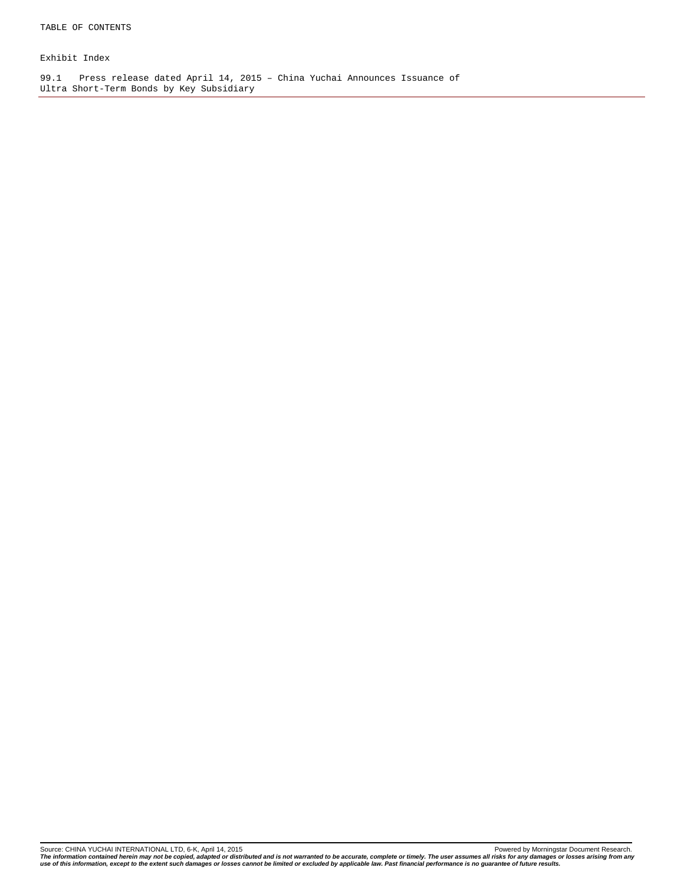TABLE OF CONTENTS

Exhibit Index

99.1 Press release dated April 14, 2015 – China Yuchai Announces Issuance of Ultra Short-Term Bonds by Key Subsidiary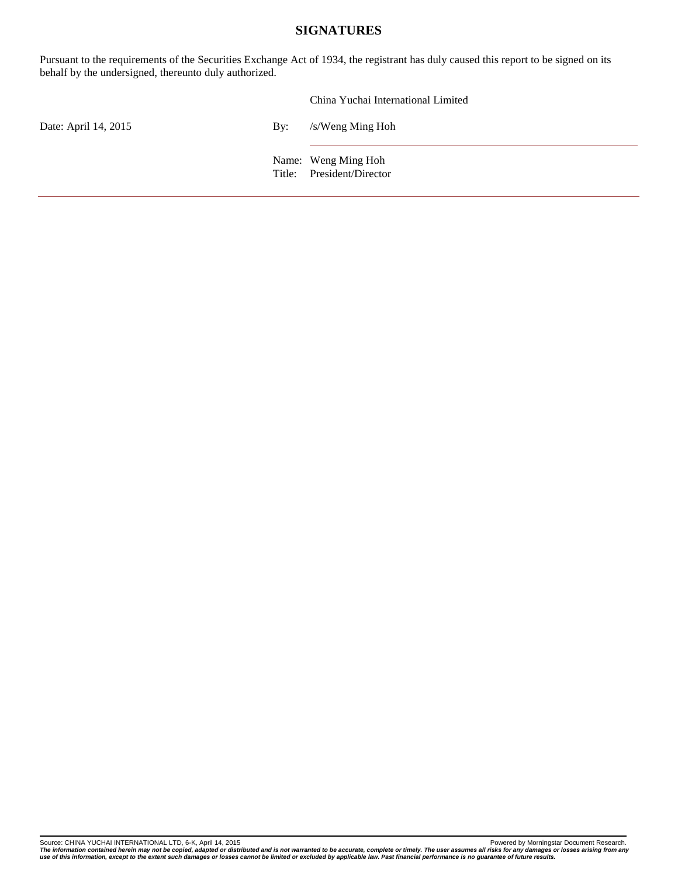## SIGNATURES

Pursuant to the requirements of the Securities Exchange Act of 1934, the registrant has duly caused this report to be signed on its behalf by the undersigned, thereunto duly authorized.

| | | |
|---|---|---|
| | | China Yuchai International Limited |
| Date: April 14, 2015 | By: | /s/Weng Ming Hoh |
| | Name: | Weng Ming Hoh |
| | Title: | President/Director |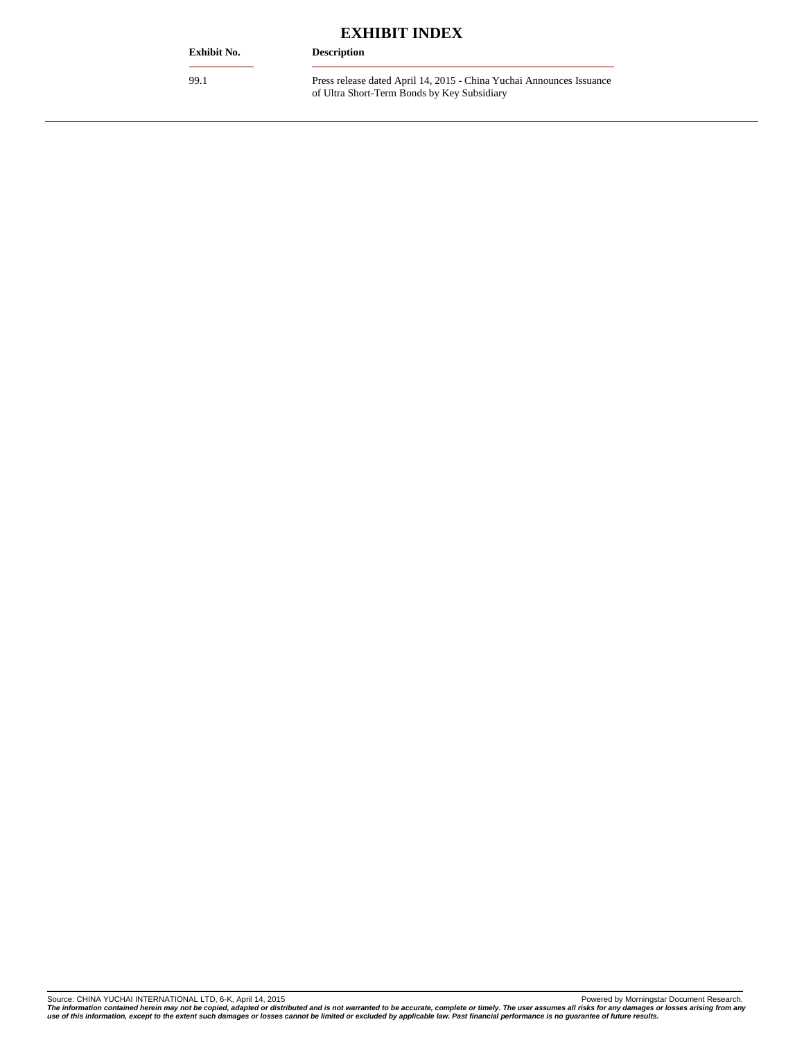# EXHIBIT INDEX

| Exhibit No. | Description |
| --- | --- |
| 99.1 | Press release dated April 14, 2015 - China Yuchai Announces Issuance of Ultra Short-Term Bonds by Key Subsidiary |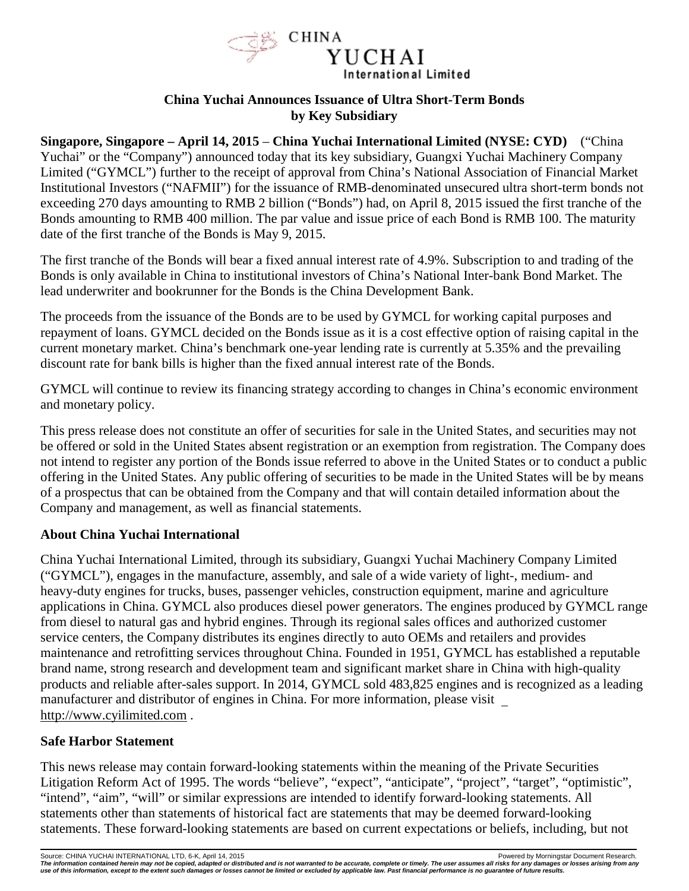CHINA YUCHAI International Limited

## China Yuchai Announces Issuance of Ultra Short-Term Bonds by Key Subsidiary

**Singapore, Singapore – April 14, 2015** – **China Yuchai International Limited (NYSE: CYD)** ("China Yuchai" or the "Company") announced today that its key subsidiary, Guangxi Yuchai Machinery Company Limited ("GYMCL") further to the receipt of approval from China's National Association of Financial Market Institutional Investors ("NAFMII") for the issuance of RMB-denominated unsecured ultra short-term bonds not exceeding 270 days amounting to RMB 2 billion ("Bonds") had, on April 8, 2015 issued the first tranche of the Bonds amounting to RMB 400 million. The par value and issue price of each Bond is RMB 100. The maturity date of the first tranche of the Bonds is May 9, 2015.

The first tranche of the Bonds will bear a fixed annual interest rate of 4.9%. Subscription to and trading of the Bonds is only available in China to institutional investors of China's National Inter-bank Bond Market. The lead underwriter and bookrunner for the Bonds is the China Development Bank.

The proceeds from the issuance of the Bonds are to be used by GYMCL for working capital purposes and repayment of loans. GYMCL decided on the Bonds issue as it is a cost effective option of raising capital in the current monetary market. China's benchmark one-year lending rate is currently at 5.35% and the prevailing discount rate for bank bills is higher than the fixed annual interest rate of the Bonds.

GYMCL will continue to review its financing strategy according to changes in China's economic environment and monetary policy.

This press release does not constitute an offer of securities for sale in the United States, and securities may not be offered or sold in the United States absent registration or an exemption from registration. The Company does not intend to register any portion of the Bonds issue referred to above in the United States or to conduct a public offering in the United States. Any public offering of securities to be made in the United States will be by means of a prospectus that can be obtained from the Company and that will contain detailed information about the Company and management, as well as financial statements.

### About China Yuchai International

China Yuchai International Limited, through its subsidiary, Guangxi Yuchai Machinery Company Limited ("GYMCL"), engages in the manufacture, assembly, and sale of a wide variety of light-, medium- and heavy-duty engines for trucks, buses, passenger vehicles, construction equipment, marine and agriculture applications in China. GYMCL also produces diesel power generators. The engines produced by GYMCL range from diesel to natural gas and hybrid engines. Through its regional sales offices and authorized customer service centers, the Company distributes its engines directly to auto OEMs and retailers and provides maintenance and retrofitting services throughout China. Founded in 1951, GYMCL has established a reputable brand name, strong research and development team and significant market share in China with high-quality products and reliable after-sales support. In 2014, GYMCL sold 483,825 engines and is recognized as a leading manufacturer and distributor of engines in China. For more information, please visit http://www.cyilimited.com .

### Safe Harbor Statement

This news release may contain forward-looking statements within the meaning of the Private Securities Litigation Reform Act of 1995. The words "believe", "expect", "anticipate", "project", "target", "optimistic", "intend", "aim", "will" or similar expressions are intended to identify forward-looking statements. All statements other than statements of historical fact are statements that may be deemed forward-looking statements. These forward-looking statements are based on current expectations or beliefs, including, but not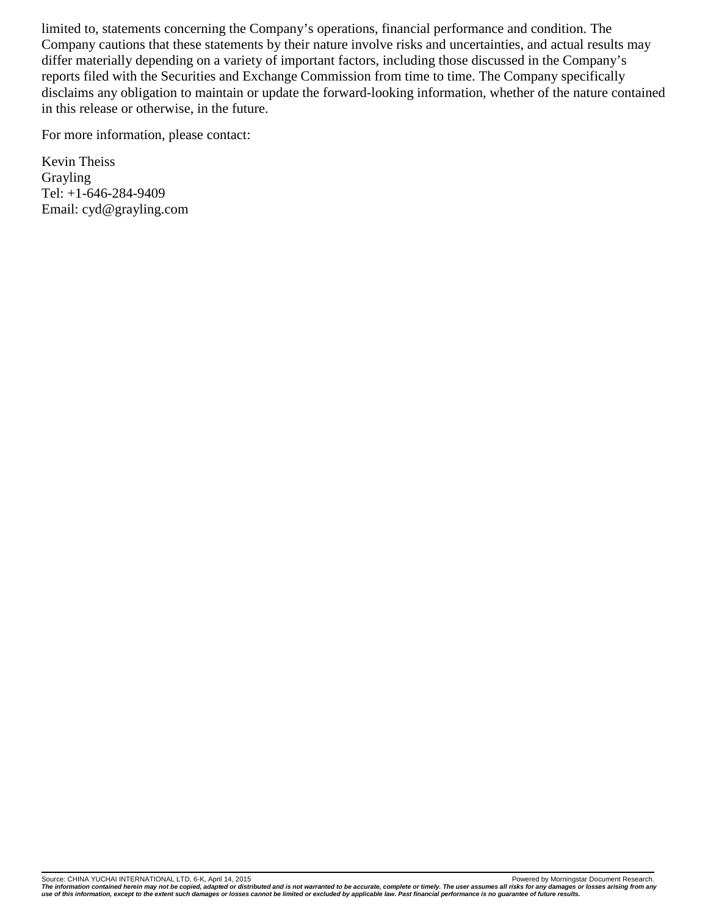limited to, statements concerning the Company's operations, financial performance and condition. The Company cautions that these statements by their nature involve risks and uncertainties, and actual results may differ materially depending on a variety of important factors, including those discussed in the Company's reports filed with the Securities and Exchange Commission from time to time. The Company specifically disclaims any obligation to maintain or update the forward-looking information, whether of the nature contained in this release or otherwise, in the future.

For more information, please contact:

Kevin Theiss
Grayling
Tel: +1-646-284-9409
Email: cyd@grayling.com